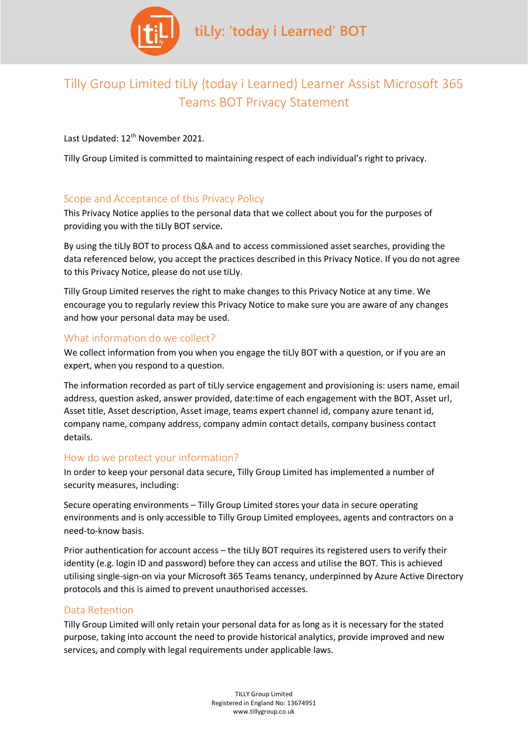# tiLly: 'today i Learned' BOT

## Tilly Group Limited tiLly {today i Learned) Learner Assist Microsoft 365 Teams BOT Privacy Statement

Last Updated: 12th November 2021.

Tilly Group Limited is committed to maintaining respect of each individual's right to privacy.

### Scope and Acceptance of this Privacy Policy

This Privacy Notice applies to the personal data that we collect about you for the purposes of providing you with the tiLly BOT service.

By using the tiLly BOT to process Q&A and to access commissioned asset searches, providing the data referenced below, you accept the practices described in this Privacy Notice. If you do not agree to this Privacy Notice, please do not use tiLly.

Tilly Group Limited reserves the right to make changes to this Privacy Notice at any time. We encourage you to regularly review this Privacy Notice to make sure you are aware of any changes and how your personal data may be used.

### What information do we collect?

We collect information from you when you engage the tiLly BOT with a question, or if you are an expert, when you respond to a question.

The information recorded as part of tiLly service engagement and provisioning is: users name, email address, question asked, answer provided, date:time of each engagement with the BOT, Asset url, Asset title, Asset description, Asset image, teams expert channel id, company azure tenant id, company name, company address, company admin contact details, company business contact details.

### How do we protect your information?

In order to keep your personal data secure, Tilly Group Limited has implemented a number of security measures, including:

Secure operating environments – Tilly Group Limited stores your data in secure operating environments and is only accessible to Tilly Group Limited employees, agents and contractors on a need-to-know basis.

Prior authentication for account access – the tiLly BOT requires its registered users to verify their identity (e.g. login ID and password) before they can access and utilise the BOT. This is achieved utilising single-sign-on via your Microsoft 365 Teams tenancy, underpinned by Azure Active Directory protocols and this is aimed to prevent unauthorised accesses.

### Data Retention

Tilly Group Limited will only retain your personal data for as long as it is necessary for the stated purpose, taking into account the need to provide historical analytics, provide improved and new services, and comply with legal requirements under applicable laws.

TILLY Group Limited
Registered in England No: 13674951
www.tillygroup.co.uk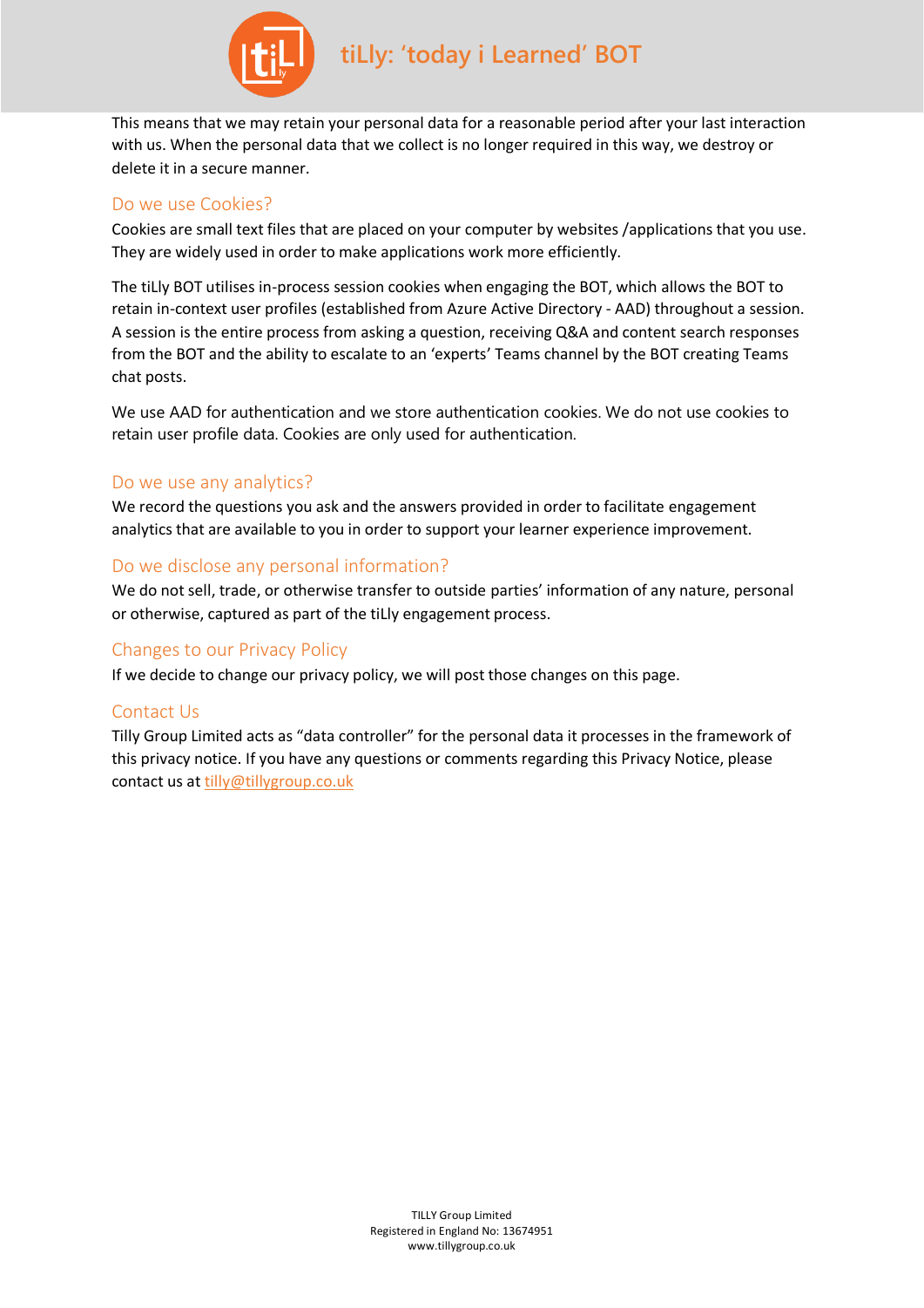This means that we may retain your personal data for a reasonable period after your last interaction with us. When the personal data that we collect is no longer required in this way, we destroy or delete it in a secure manner.

## Do we use Cookies?

Cookies are small text files that are placed on your computer by websites /applications that you use. They are widely used in order to make applications work more efficiently.

The tiLly BOT utilises in-process session cookies when engaging the BOT, which allows the BOT to retain in-context user profiles (established from Azure Active Directory - AAD) throughout a session. A session is the entire process from asking a question, receiving Q&A and content search responses from the BOT and the ability to escalate to an 'experts' Teams channel by the BOT creating Teams chat posts.

We use AAD for authentication and we store authentication cookies. We do not use cookies to retain user profile data. Cookies are only used for authentication.

## Do we use any analytics?

We record the questions you ask and the answers provided in order to facilitate engagement analytics that are available to you in order to support your learner experience improvement.

## Do we disclose any personal information?

We do not sell, trade, or otherwise transfer to outside parties' information of any nature, personal or otherwise, captured as part of the tiLly engagement process.

## Changes to our Privacy Policy

If we decide to change our privacy policy, we will post those changes on this page.

## Contact Us

Tilly Group Limited acts as "data controller" for the personal data it processes in the framework of this privacy notice. If you have any questions or comments regarding this Privacy Notice, please contact us at tilly@tillygroup.co.uk